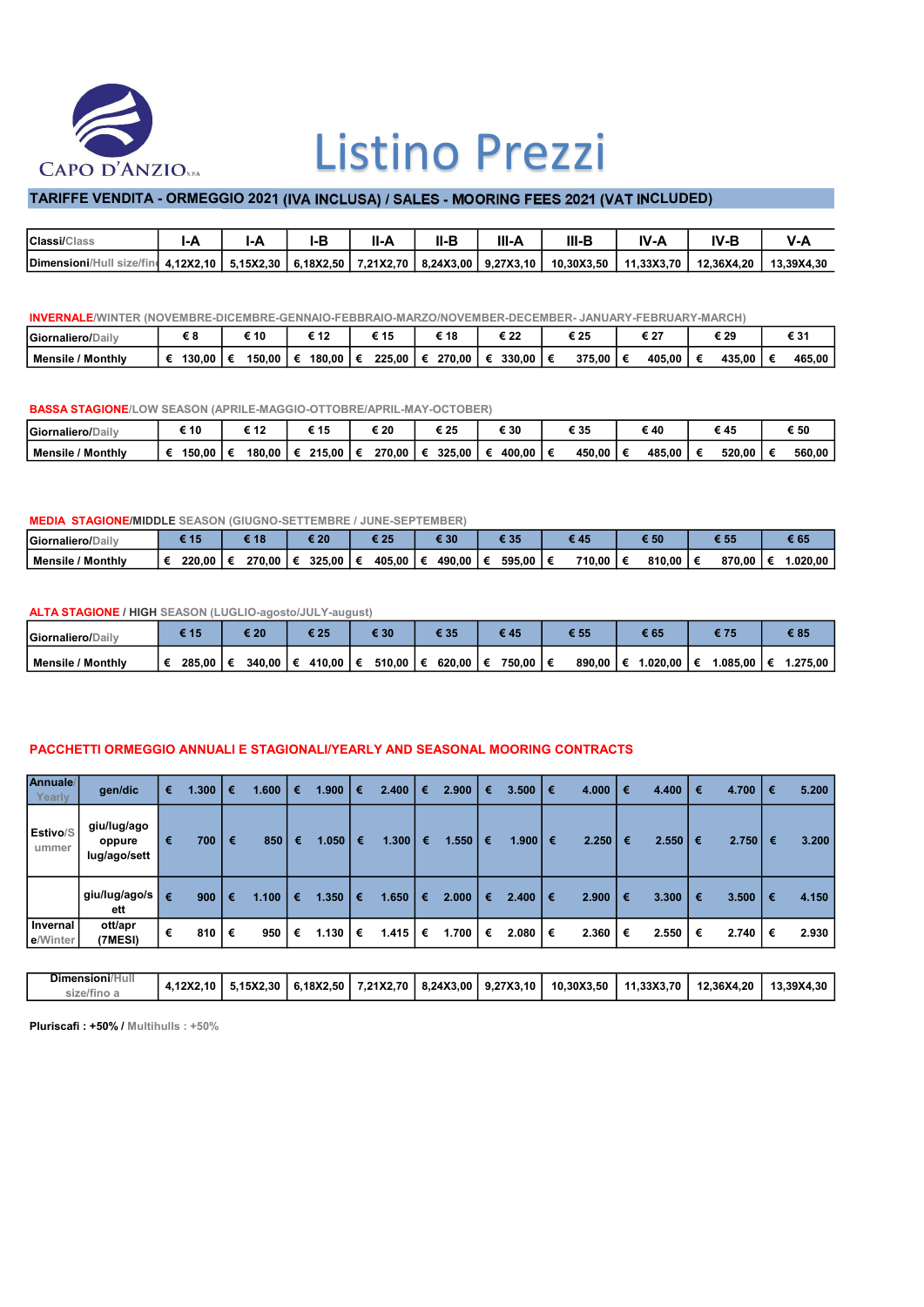CAPO D'ANZIO S.P.A.

# Listino Prezzi

## TARIFFE VENDITA - ORMEGGIO 2021 (IVA INCLUSA) / SALES - MOORING FEES 2021 (VAT INCLUDED)

| Classi/Class | I-A | I-A | I-B | II-A | II-B | III-A | III-B | IV-A | IV-B | V-A |
|---|---|---|---|---|---|---|---|---|---|---|
| Dimensioni/Hull size/fino | 4,12X2,10 | 5,15X2,30 | 6,18X2,50 | 7,21X2,70 | 8,24X3,00 | 9,27X3,10 | 10,30X3,50 | 11,33X3,70 | 12,36X4,20 | 13,39X4,30 |

**INVERNALE**/WINTER (NOVEMBRE-DICEMBRE-GENNAIO-FEBBRAIO-MARZO/NOVEMBER-DECEMBER- JANUARY-FEBRUARY-MARCH)

| | | | | | | | | | | |
|---|---|---|---|---|---|---|---|---|---|---|
| Giornaliero/Daily | € 8 | € 10 | € 12 | € 15 | € 18 | € 22 | € 25 | € 27 | € 29 | € 31 |
| Mensile / Monthly | € 130,00 | € 150,00 | € 180,00 | € 225,00 | € 270,00 | € 330,00 | € 375,00 | € 405,00 | € 435,00 | € 465,00 |

**BASSA STAGIONE**/LOW SEASON (APRILE-MAGGIO-OTTOBRE/APRIL-MAY-OCTOBER)

| | | | | | | | | | | |
|---|---|---|---|---|---|---|---|---|---|---|
| Giornaliero/Daily | € 10 | € 12 | € 15 | € 20 | € 25 | € 30 | € 35 | € 40 | € 45 | € 50 |
| Mensile / Monthly | € 150,00 | € 180,00 | € 215,00 | € 270,00 | € 325,00 | € 400,00 | € 450,00 | € 485,00 | € 520,00 | € 560,00 |

**MEDIA STAGIONE**/MIDDLE SEASON (GIUGNO-SETTEMBRE / JUNE-SEPTEMBER)

| | | | | | | | | | | |
|---|---|---|---|---|---|---|---|---|---|---|
| Giornaliero/Daily | € 15 | € 18 | € 20 | € 25 | € 30 | € 35 | € 45 | € 50 | € 55 | € 65 |
| Mensile / Monthly | € 220,00 | € 270,00 | € 325,00 | € 405,00 | € 490,00 | € 595,00 | € 710,00 | € 810,00 | € 870,00 | € 1.020,00 |

**ALTA STAGIONE** / HIGH SEASON (LUGLIO-agosto/JULY-august)

| | | | | | | | | | | |
|---|---|---|---|---|---|---|---|---|---|---|
| Giornaliero/Daily | € 15 | € 20 | € 25 | € 30 | € 35 | € 45 | € 55 | € 65 | € 75 | € 85 |
| Mensile / Monthly | € 285,00 | € 340,00 | € 410,00 | € 510,00 | € 620,00 | € 750,00 | € 890,00 | € 1.020,00 | € 1.085,00 | € 1.275,00 |

## PACCHETTI ORMEGGIO ANNUALI E STAGIONALI/YEARLY AND SEASONAL MOORING CONTRACTS

| | | | | | | | | | | | |
|---|---|---|---|---|---|---|---|---|---|---|---|
| Annuale/Yearly | gen/dic | € 1.300 | € 1.600 | € 1.900 | € 2.400 | € 2.900 | € 3.500 | € 4.000 | € 4.400 | € 4.700 | € 5.200 |
| Estivo/Summer | giu/lug/ago oppure lug/ago/sett | € 700 | € 850 | € 1.050 | € 1.300 | € 1.550 | € 1.900 | € 2.250 | € 2.550 | € 2.750 | € 3.200 |
| | giu/lug/ago/sett | € 900 | € 1.100 | € 1.350 | € 1.650 | € 2.000 | € 2.400 | € 2.900 | € 3.300 | € 3.500 | € 4.150 |
| Invernale/Winter | ott/apr (7MESI) | € 810 | € 950 | € 1.130 | € 1.415 | € 1.700 | € 2.080 | € 2.360 | € 2.550 | € 2.740 | € 2.930 |
| Dimensioni/Hull size/fino a | | 4,12X2,10 | 5,15X2,30 | 6,18X2,50 | 7,21X2,70 | 8,24X3,00 | 9,27X3,10 | 10,30X3,50 | 11,33X3,70 | 12,36X4,20 | 13,39X4,30 |

**Pluriscafi : +50% /** Multihulls : +50%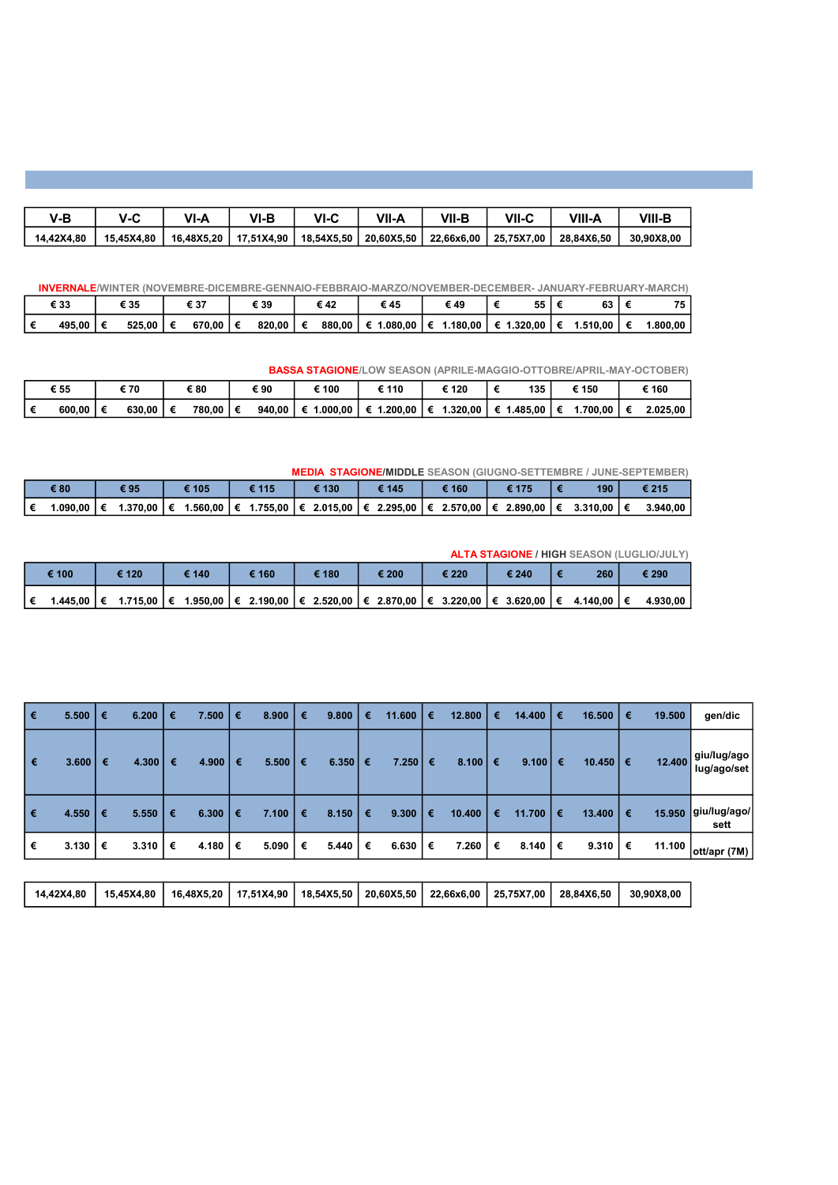| V-B | V-C | VI-A | VI-B | VI-C | VII-A | VII-B | VII-C | VIII-A | VIII-B |
|---|---|---|---|---|---|---|---|---|---|
| 14,42X4,80 | 15,45X4,80 | 16,48X5,20 | 17,51X4,90 | 18,54X5,50 | 20,60X5,50 | 22,66x6,00 | 25,75X7,00 | 28,84X6,50 | 30,90X8,00 |

**INVERNALE**/WINTER (NOVEMBRE-DICEMBRE-GENNAIO-FEBBRAIO-MARZO/NOVEMBER-DECEMBER- JANUARY-FEBRUARY-MARCH)

| | | | | | | | | | |
|---|---|---|---|---|---|---|---|---|---|
| € 33 | € 35 | € 37 | € 39 | € 42 | € 45 | € 49 | € 55 | € 63 | € 75 |
| € 495,00 | € 525,00 | € 670,00 | € 820,00 | € 880,00 | € 1.080,00 | € 1.180,00 | € 1.320,00 | € 1.510,00 | € 1.800,00 |

**BASSA STAGIONE**/LOW SEASON (APRILE-MAGGIO-OTTOBRE/APRIL-MAY-OCTOBER)

| | | | | | | | | | |
|---|---|---|---|---|---|---|---|---|---|
| € 55 | € 70 | € 80 | € 90 | € 100 | € 110 | € 120 | € 135 | € 150 | € 160 |
| € 600,00 | € 630,00 | € 780,00 | € 940,00 | € 1.000,00 | € 1.200,00 | € 1.320,00 | € 1.485,00 | € 1.700,00 | € 2.025,00 |

**MEDIA STAGIONE**/MIDDLE SEASON (GIUGNO-SETTEMBRE / JUNE-SEPTEMBER)

| | | | | | | | | | |
|---|---|---|---|---|---|---|---|---|---|
| € 80 | € 95 | € 105 | € 115 | € 130 | € 145 | € 160 | € 175 | € 190 | € 215 |
| € 1.090,00 | € 1.370,00 | € 1.560,00 | € 1.755,00 | € 2.015,00 | € 2.295,00 | € 2.570,00 | € 2.890,00 | € 3.310,00 | € 3.940,00 |

**ALTA STAGIONE** / HIGH SEASON (LUGLIO/JULY)

| | | | | | | | | | |
|---|---|---|---|---|---|---|---|---|---|
| € 100 | € 120 | € 140 | € 160 | € 180 | € 200 | € 220 | € 240 | € 260 | € 290 |
| € 1.445,00 | € 1.715,00 | € 1.950,00 | € 2.190,00 | € 2.520,00 | € 2.870,00 | € 3.220,00 | € 3.620,00 | € 4.140,00 | € 4.930,00 |

| | | | | | | | | | | |
|---|---|---|---|---|---|---|---|---|---|---|
| € 5.500 | € 6.200 | € 7.500 | € 8.900 | € 9.800 | € 11.600 | € 12.800 | € 14.400 | € 16.500 | € 19.500 | gen/dic |
| € 3.600 | € 4.300 | € 4.900 | € 5.500 | € 6.350 | € 7.250 | € 8.100 | € 9.100 | € 10.450 | € 12.400 | giu/lug/ago lug/ago/set |
| € 4.550 | € 5.550 | € 6.300 | € 7.100 | € 8.150 | € 9.300 | € 10.400 | € 11.700 | € 13.400 | € 15.950 | giu/lug/ago/ sett |
| € 3.130 | € 3.310 | € 4.180 | € 5.090 | € 5.440 | € 6.630 | € 7.260 | € 8.140 | € 9.310 | € 11.100 | ott/apr (7M) |
| 14,42X4,80 | 15,45X4,80 | 16,48X5,20 | 17,51X4,90 | 18,54X5,50 | 20,60X5,50 | 22,66x6,00 | 25,75X7,00 | 28,84X6,50 | 30,90X8,00 | |